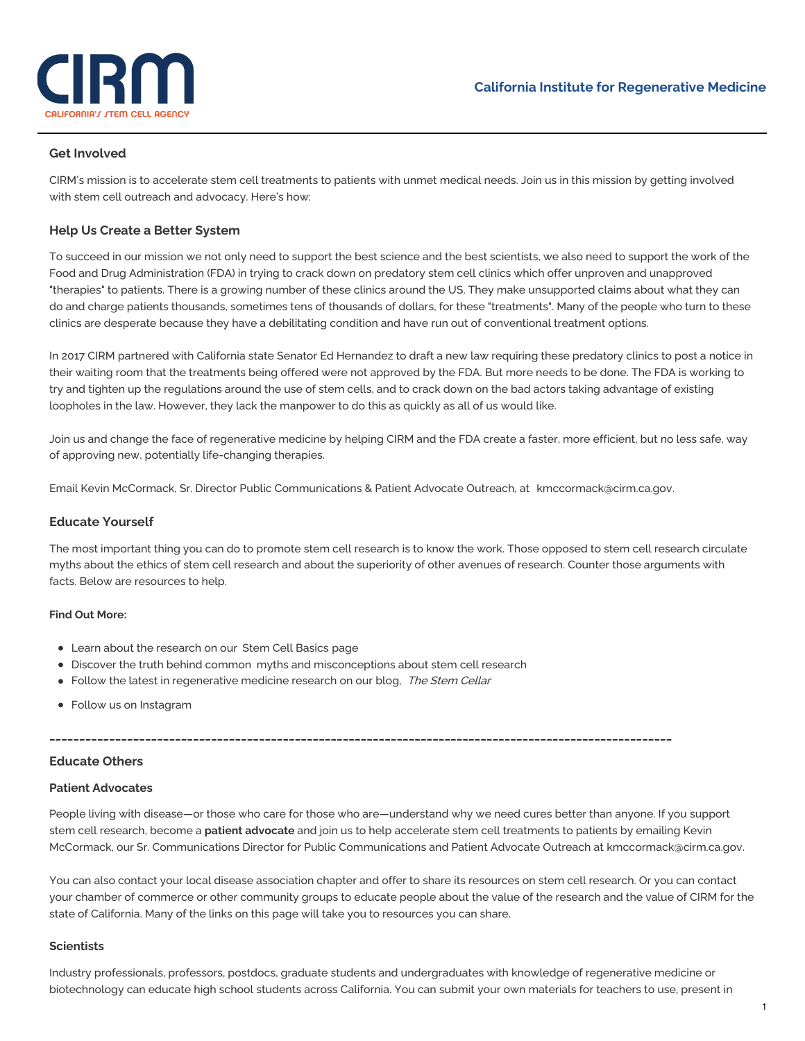# CIRM

CALIFORNIA'S STEM CELL AGENCY

California Institute for Regenerative Medicine

## Get Involved

CIRM's mission is to accelerate stem cell treatments to patients with unmet medical needs. Join us in this mission by getting involved with stem cell outreach and advocacy. Here's how:

### Help Us Create a Better System

To succeed in our mission we not only need to support the best science and the best scientists, we also need to support the work of the Food and Drug Administration (FDA) in trying to crack down on predatory stem cell clinics which offer unproven and unapproved "therapies" to patients. There is a growing number of these clinics around the US. They make unsupported claims about what they can do and charge patients thousands, sometimes tens of thousands of dollars, for these "treatments". Many of the people who turn to these clinics are desperate because they have a debilitating condition and have run out of conventional treatment options.

In 2017 CIRM partnered with California state Senator Ed Hernandez to draft a new law requiring these predatory clinics to post a notice in their waiting room that the treatments being offered were not approved by the FDA. But more needs to be done. The FDA is working to try and tighten up the regulations around the use of stem cells, and to crack down on the bad actors taking advantage of existing loopholes in the law. However, they lack the manpower to do this as quickly as all of us would like.

Join us and change the face of regenerative medicine by helping CIRM and the FDA create a faster, more efficient, but no less safe, way of approving new, potentially life-changing therapies.

Email Kevin McCormack, Sr. Director Public Communications & Patient Advocate Outreach, at kmccormack@cirm.ca.gov.

### Educate Yourself

The most important thing you can do to promote stem cell research is to know the work. Those opposed to stem cell research circulate myths about the ethics of stem cell research and about the superiority of other avenues of research. Counter those arguments with facts. Below are resources to help.

**Find Out More:**

- Learn about the research on our Stem Cell Basics page
- Discover the truth behind common myths and misconceptions about stem cell research
- Follow the latest in regenerative medicine research on our blog, *The Stem Cellar*
- Follow us on Instagram

---

### Educate Others

#### Patient Advocates

People living with disease—or those who care for those who are—understand why we need cures better than anyone. If you support stem cell research, become a **patient advocate** and join us to help accelerate stem cell treatments to patients by emailing Kevin McCormack, our Sr. Communications Director for Public Communications and Patient Advocate Outreach at kmccormack@cirm.ca.gov.

You can also contact your local disease association chapter and offer to share its resources on stem cell research. Or you can contact your chamber of commerce or other community groups to educate people about the value of the research and the value of CIRM for the state of California. Many of the links on this page will take you to resources you can share.

#### Scientists

Industry professionals, professors, postdocs, graduate students and undergraduates with knowledge of regenerative medicine or biotechnology can educate high school students across California. You can submit your own materials for teachers to use, present in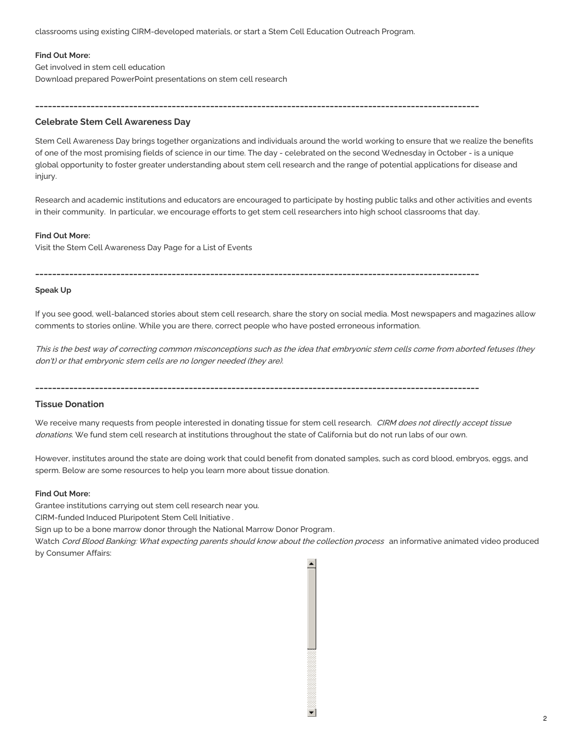classrooms using existing CIRM-developed materials, or start a Stem Cell Education Outreach Program.

**Find Out More:**
Get involved in stem cell education
Download prepared PowerPoint presentations on stem cell research

---

### Celebrate Stem Cell Awareness Day

Stem Cell Awareness Day brings together organizations and individuals around the world working to ensure that we realize the benefits of one of the most promising fields of science in our time. The day - celebrated on the second Wednesday in October - is a unique global opportunity to foster greater understanding about stem cell research and the range of potential applications for disease and injury.

Research and academic institutions and educators are encouraged to participate by hosting public talks and other activities and events in their community. In particular, we encourage efforts to get stem cell researchers into high school classrooms that day.

**Find Out More:**
Visit the Stem Cell Awareness Day Page for a List of Events

---

**Speak Up**

If you see good, well-balanced stories about stem cell research, share the story on social media. Most newspapers and magazines allow comments to stories online. While you are there, correct people who have posted erroneous information.

*This is the best way of correcting common misconceptions such as the idea that embryonic stem cells come from aborted fetuses (they don't) or that embryonic stem cells are no longer needed (they are).*

---

### Tissue Donation

We receive many requests from people interested in donating tissue for stem cell research. *CIRM does not directly accept tissue donations*. We fund stem cell research at institutions throughout the state of California but do not run labs of our own.

However, institutes around the state are doing work that could benefit from donated samples, such as cord blood, embryos, eggs, and sperm. Below are some resources to help you learn more about tissue donation.

**Find Out More:**
Grantee institutions carrying out stem cell research near you.
CIRM-funded Induced Pluripotent Stem Cell Initiative .
Sign up to be a bone marrow donor through the National Marrow Donor Program.
Watch *Cord Blood Banking: What expecting parents should know about the collection process* an informative animated video produced by Consumer Affairs: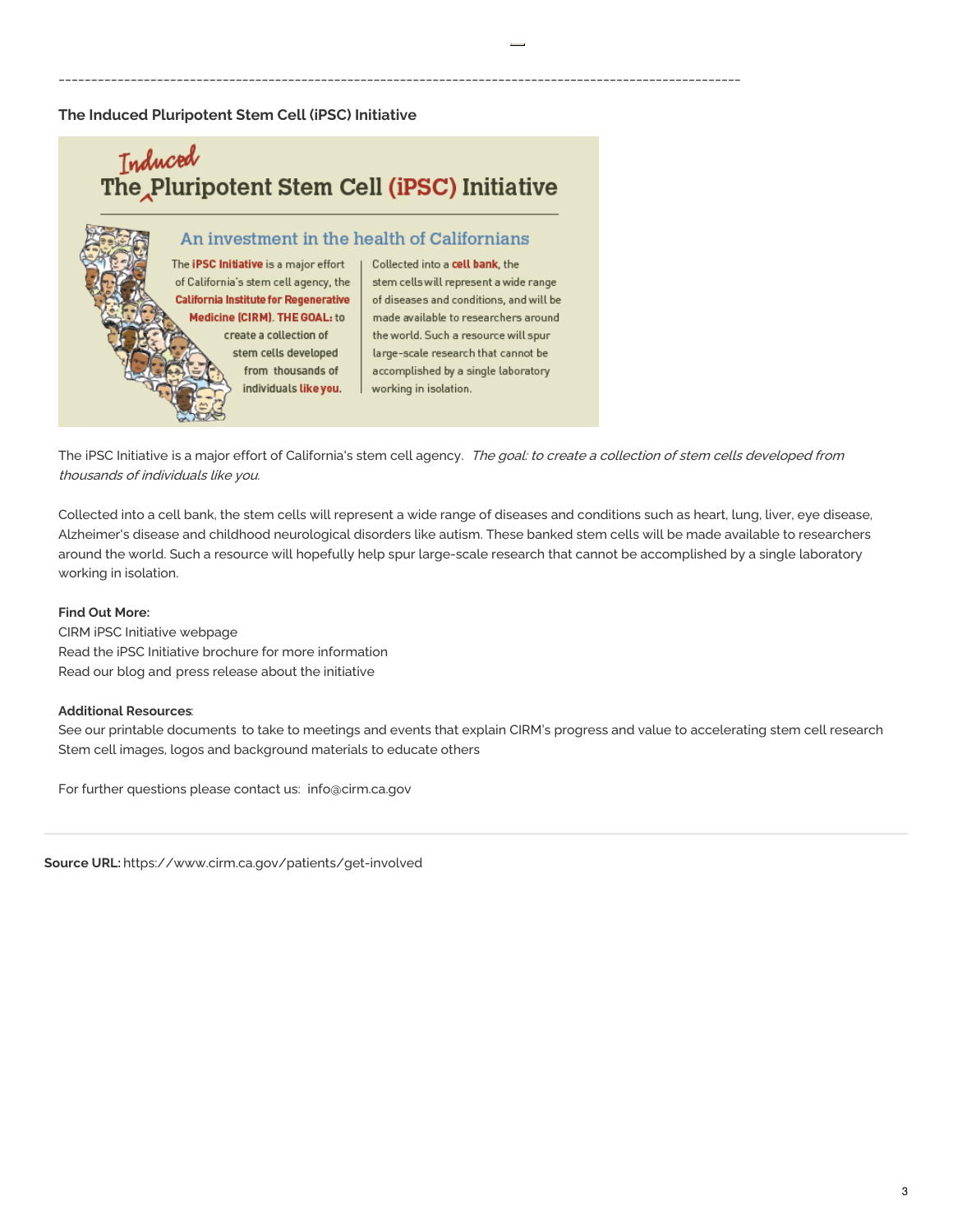---

**The Induced Pluripotent Stem Cell (iPSC) Initiative**

The iPSC Initiative is a major effort of California's stem cell agency. *The goal: to create a collection of stem cells developed from thousands of individuals like you.*

Collected into a cell bank, the stem cells will represent a wide range of diseases and conditions such as heart, lung, liver, eye disease, Alzheimer's disease and childhood neurological disorders like autism. These banked stem cells will be made available to researchers around the world. Such a resource will hopefully help spur large-scale research that cannot be accomplished by a single laboratory working in isolation.

**Find Out More:**
CIRM iPSC Initiative webpage
Read the iPSC Initiative brochure for more information
Read our blog and press release about the initiative

**Additional Resources**:
See our printable documents to take to meetings and events that explain CIRM's progress and value to accelerating stem cell research
Stem cell images, logos and background materials to educate others

For further questions please contact us: info@cirm.ca.gov

---

**Source URL:** https://www.cirm.ca.gov/patients/get-involved